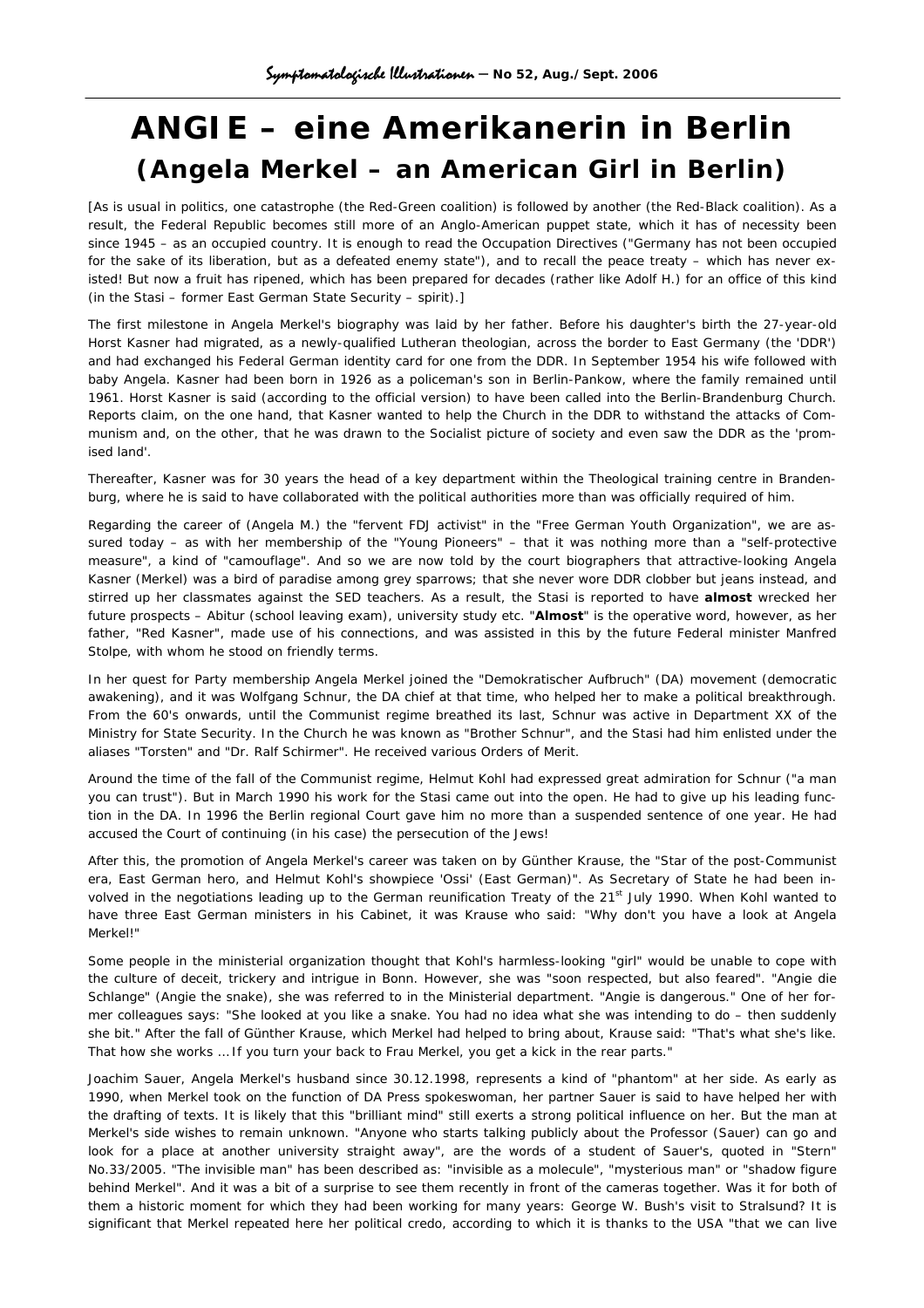# ANGIE – eine Amerikanerin in Berlin
## (Angela Merkel – an American Girl in Berlin)

[As is usual in politics, one catastrophe (the Red-Green coalition) is followed by another (the Red-Black coalition). As a result, the Federal Republic becomes still more of an Anglo-American puppet state, which it has of necessity been since 1945 – as an occupied country. It is enough to read the Occupation Directives ("Germany has not been occupied for the sake of its liberation, but as a defeated enemy state"), and to recall the peace treaty – which has never existed! But now a fruit has ripened, which has been prepared for decades (rather like Adolf H.) for an office of this kind (in the Stasi – former East German State Security – spirit).]

The first milestone in Angela Merkel's biography was laid by her father. Before his daughter's birth the 27-year-old Horst Kasner had migrated, as a newly-qualified Lutheran theologian, across the border to East Germany (the 'DDR') and had exchanged his Federal German identity card for one from the DDR. In September 1954 his wife followed with baby Angela. Kasner had been born in 1926 as a policeman's son in Berlin-Pankow, where the family remained until 1961. Horst Kasner is said (according to the official version) to have been called into the Berlin-Brandenburg Church. Reports claim, on the one hand, that Kasner wanted to help the Church in the DDR to withstand the attacks of Communism and, on the other, that he was drawn to the Socialist picture of society and even saw the DDR as the 'promised land'.

Thereafter, Kasner was for 30 years the head of a key department within the Theological training centre in Brandenburg, where he is said to have collaborated with the political authorities more than was officially required of him.

Regarding the career of (Angela M.) the "fervent FDJ activist" in the "Free German Youth Organization", we are assured today – as with her membership of the "Young Pioneers" – that it was nothing more than a "self-protective measure", a kind of "camouflage". And so we are now told by the court biographers that attractive-looking Angela Kasner (Merkel) was a bird of paradise among grey sparrows; that she never wore DDR clobber but jeans instead, and stirred up her classmates against the SED teachers. As a result, the Stasi is reported to have **almost** wrecked her future prospects – Abitur (school leaving exam), university study etc. "**Almost**" is the operative word, however, as her father, "Red Kasner", made use of his connections, and was assisted in this by the future Federal minister Manfred Stolpe, with whom he stood on friendly terms.

In her quest for Party membership Angela Merkel joined the "Demokratischer Aufbruch" (DA) movement (democratic awakening), and it was Wolfgang Schnur, the DA chief at that time, who helped her to make a political breakthrough. From the 60's onwards, until the Communist regime breathed its last, Schnur was active in Department XX of the Ministry for State Security. In the Church he was known as "Brother Schnur", and the Stasi had him enlisted under the aliases "Torsten" and "Dr. Ralf Schirmer". He received various Orders of Merit.

Around the time of the fall of the Communist regime, Helmut Kohl had expressed great admiration for Schnur ("a man you can trust"). But in March 1990 his work for the Stasi came out into the open. He had to give up his leading function in the DA. In 1996 the Berlin regional Court gave him no more than a suspended sentence of one year. He had accused the Court of continuing (in his case) the persecution of the Jews!

After this, the promotion of Angela Merkel's career was taken on by Günther Krause, the "Star of the post-Communist era, East German hero, and Helmut Kohl's showpiece 'Ossi' (East German)". As Secretary of State he had been involved in the negotiations leading up to the German reunification Treaty of the 21st July 1990. When Kohl wanted to have three East German ministers in his Cabinet, it was Krause who said: "Why don't you have a look at Angela Merkel!"

Some people in the ministerial organization thought that Kohl's harmless-looking "girl" would be unable to cope with the culture of deceit, trickery and intrigue in Bonn. However, she was "soon respected, but also feared". "Angie die Schlange" (Angie the snake), she was referred to in the Ministerial department. "Angie is dangerous." One of her former colleagues says: "She looked at you like a snake. You had no idea what she was intending to do – then suddenly she bit." After the fall of Günther Krause, which Merkel had helped to bring about, Krause said: "That's what she's like. That how she works … If you turn your back to Frau Merkel, you get a kick in the rear parts."

Joachim Sauer, Angela Merkel's husband since 30.12.1998, represents a kind of "phantom" at her side. As early as 1990, when Merkel took on the function of DA Press spokeswoman, her partner Sauer is said to have helped her with the drafting of texts. It is likely that this "brilliant mind" still exerts a strong political influence on her. But the man at Merkel's side wishes to remain unknown. "Anyone who starts talking publicly about the Professor (Sauer) can go and look for a place at another university straight away", are the words of a student of Sauer's, quoted in "Stern" No.33/2005. "The invisible man" has been described as: "invisible as a molecule", "mysterious man" or "shadow figure behind Merkel". And it was a bit of a surprise to see them recently in front of the cameras together. Was it for both of them a historic moment for which they had been working for many years: George W. Bush's visit to Stralsund? It is significant that Merkel repeated here her political credo, according to which it is thanks to the USA "that we can live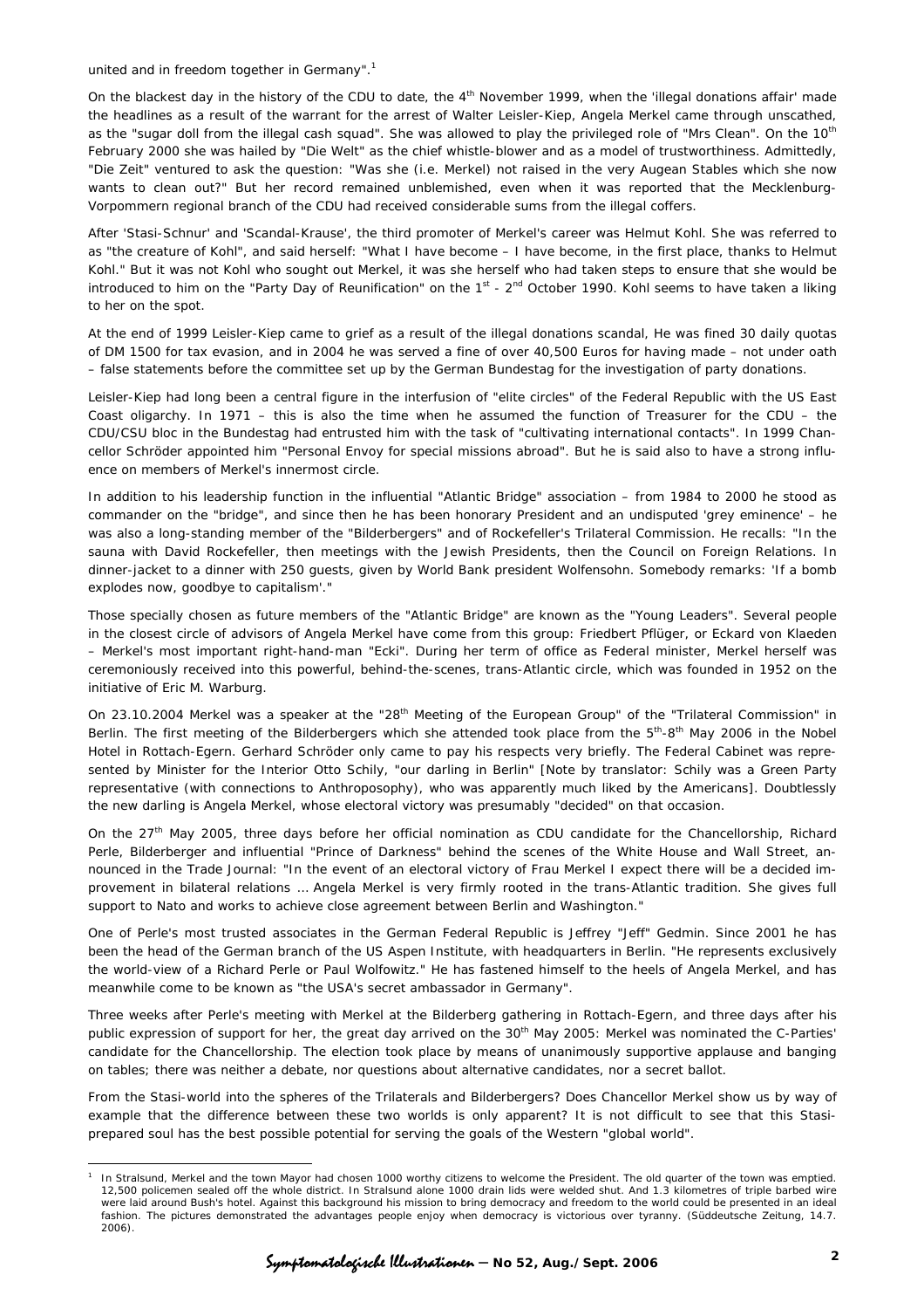united and in freedom together in Germany".[1]

On the blackest day in the history of the CDU to date, the 4th November 1999, when the 'illegal donations affair' made the headlines as a result of the warrant for the arrest of Walter Leisler-Kiep, Angela Merkel came through unscathed, as the "sugar doll from the illegal cash squad". She was allowed to play the privileged role of "Mrs Clean". On the 10th February 2000 she was hailed by "Die Welt" as the chief whistle-blower and as a model of trustworthiness. Admittedly, "Die Zeit" ventured to ask the question: "Was she (i.e. Merkel) not raised in the very Augean Stables which she now wants to clean out?" But her record remained unblemished, even when it was reported that the Mecklenburg-Vorpommern regional branch of the CDU had received considerable sums from the illegal coffers.

After 'Stasi-Schnur' and 'Scandal-Krause', the third promoter of Merkel's career was Helmut Kohl. She was referred to as "the creature of Kohl", and said herself: "What I have become – I have become, in the first place, thanks to Helmut Kohl." But it was not Kohl who sought out Merkel, it was she herself who had taken steps to ensure that she would be introduced to him on the "Party Day of Reunification" on the 1st - 2nd October 1990. Kohl seems to have taken a liking to her on the spot.

At the end of 1999 Leisler-Kiep came to grief as a result of the illegal donations scandal, He was fined 30 daily quotas of DM 1500 for tax evasion, and in 2004 he was served a fine of over 40,500 Euros for having made – not under oath – false statements before the committee set up by the German Bundestag for the investigation of party donations.

Leisler-Kiep had long been a central figure in the interfusion of "elite circles" of the Federal Republic with the US East Coast oligarchy. In 1971 – this is also the time when he assumed the function of Treasurer for the CDU – the CDU/CSU bloc in the Bundestag had entrusted him with the task of "cultivating international contacts". In 1999 Chancellor Schröder appointed him "Personal Envoy for special missions abroad". But he is said also to have a strong influence on members of Merkel's innermost circle.

In addition to his leadership function in the influential "Atlantic Bridge" association – from 1984 to 2000 he stood as commander on the "bridge", and since then he has been honorary President and an undisputed 'grey eminence' – he was also a long-standing member of the "Bilderbergers" and of Rockefeller's Trilateral Commission. He recalls: "In the sauna with David Rockefeller, then meetings with the Jewish Presidents, then the Council on Foreign Relations. In dinner-jacket to a dinner with 250 guests, given by World Bank president Wolfensohn. Somebody remarks: 'If a bomb explodes now, goodbye to capitalism'."

Those specially chosen as future members of the "Atlantic Bridge" are known as the "Young Leaders". Several people in the closest circle of advisors of Angela Merkel have come from this group: Friedbert Pflüger, or Eckard von Klaeden – Merkel's most important right-hand-man "Ecki". During her term of office as Federal minister, Merkel herself was ceremoniously received into this powerful, behind-the-scenes, trans-Atlantic circle, which was founded in 1952 on the initiative of Eric M. Warburg.

On 23.10.2004 Merkel was a speaker at the "28th Meeting of the European Group" of the "Trilateral Commission" in Berlin. The first meeting of the Bilderbergers which she attended took place from the 5th-8th May 2006 in the Nobel Hotel in Rottach-Egern. Gerhard Schröder only came to pay his respects very briefly. The Federal Cabinet was represented by Minister for the Interior Otto Schily, "our darling in Berlin" [Note by translator: Schily was a Green Party representative (with connections to Anthroposophy), who was apparently much liked by the Americans]. Doubtlessly the new darling is Angela Merkel, whose electoral victory was presumably "decided" on that occasion.

On the 27th May 2005, three days before her official nomination as CDU candidate for the Chancellorship, Richard Perle, Bilderberger and influential "Prince of Darkness" behind the scenes of the White House and Wall Street, announced in the Trade Journal: "In the event of an electoral victory of Frau Merkel I expect there will be a decided improvement in bilateral relations ... Angela Merkel is very firmly rooted in the trans-Atlantic tradition. She gives full support to Nato and works to achieve close agreement between Berlin and Washington."

One of Perle's most trusted associates in the German Federal Republic is Jeffrey "Jeff" Gedmin. Since 2001 he has been the head of the German branch of the US Aspen Institute, with headquarters in Berlin. "He represents exclusively the world-view of a Richard Perle or Paul Wolfowitz." He has fastened himself to the heels of Angela Merkel, and has meanwhile come to be known as "the USA's secret ambassador in Germany".

Three weeks after Perle's meeting with Merkel at the Bilderberg gathering in Rottach-Egern, and three days after his public expression of support for her, the great day arrived on the 30th May 2005: Merkel was nominated the C-Parties' candidate for the Chancellorship. The election took place by means of unanimously supportive applause and banging on tables; there was neither a debate, nor questions about alternative candidates, nor a secret ballot.

From the Stasi-world into the spheres of the Trilaterals and Bilderbergers? Does Chancellor Merkel show us by way of example that the difference between these two worlds is only apparent? It is not difficult to see that this Stasi-prepared soul has the best possible potential for serving the goals of the Western "global world".

---

[1] In Stralsund, Merkel and the town Mayor had chosen 1000 worthy citizens to welcome the President. The old quarter of the town was emptied. 12,500 policemen sealed off the whole district. In Stralsund alone 1000 drain lids were welded shut. And 1.3 kilometres of triple barbed wire were laid around Bush's hotel. Against this background his mission to bring democracy and freedom to the world could be presented in an ideal fashion. The pictures demonstrated the advantages people enjoy when democracy is victorious over tyranny. (Süddeutsche Zeitung, 14.7. 2006).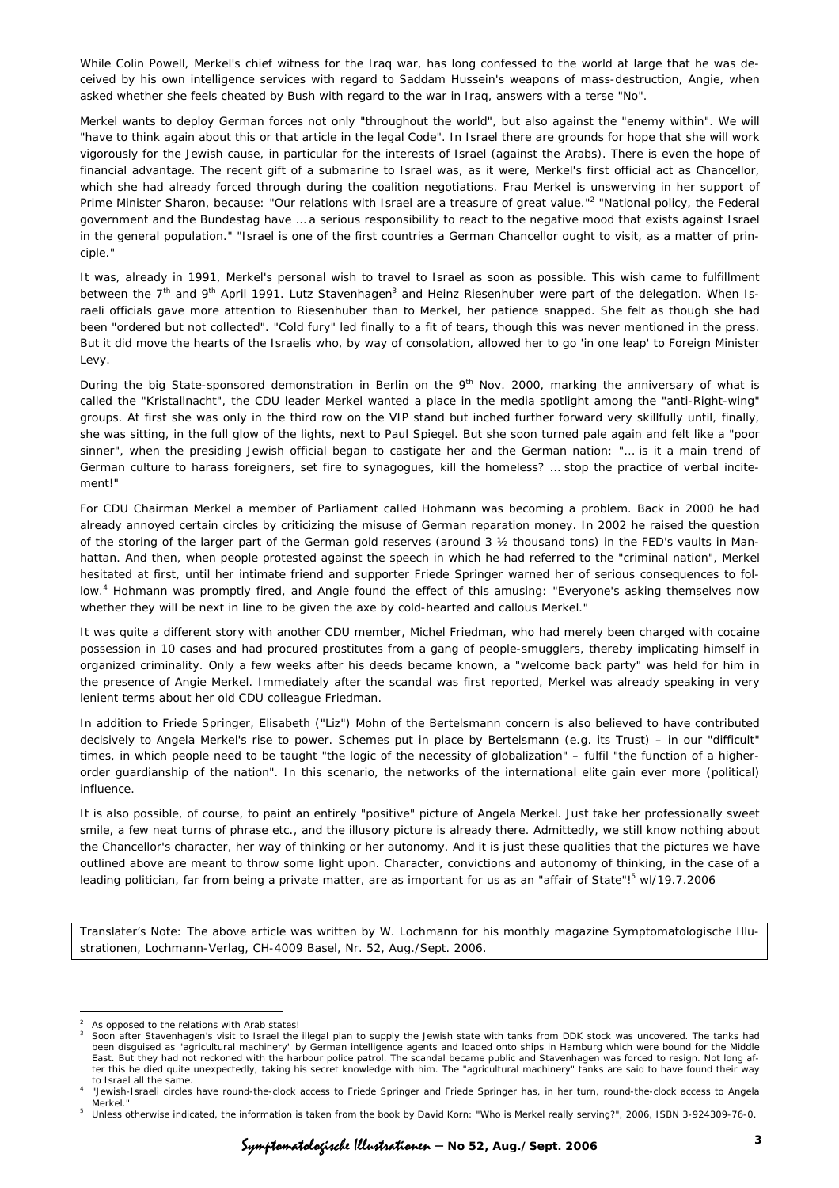While Colin Powell, Merkel's chief witness for the Iraq war, has long confessed to the world at large that he was deceived by his own intelligence services with regard to Saddam Hussein's weapons of mass-destruction, Angie, when asked whether she feels cheated by Bush with regard to the war in Iraq, answers with a terse "No".

Merkel wants to deploy German forces not only "throughout the world", but also against the "enemy within". We will "have to think again about this or that article in the legal Code". In Israel there are grounds for hope that she will work vigorously for the Jewish cause, in particular for the interests of Israel (against the Arabs). There is even the hope of financial advantage. The recent gift of a submarine to Israel was, as it were, Merkel's first official act as Chancellor, which she had already forced through during the coalition negotiations. Frau Merkel is unswerving in her support of Prime Minister Sharon, because: "Our relations with Israel are a treasure of great value."[2] "National policy, the Federal government and the Bundestag have … a serious responsibility to react to the negative mood that exists against Israel in the general population." "Israel is one of the first countries a German Chancellor ought to visit, as a matter of principle."

It was, already in 1991, Merkel's personal wish to travel to Israel as soon as possible. This wish came to fulfillment between the 7th and 9th April 1991. Lutz Stavenhagen[3] and Heinz Riesenhuber were part of the delegation. When Israeli officials gave more attention to Riesenhuber than to Merkel, her patience snapped. She felt as though she had been "ordered but not collected". "Cold fury" led finally to a fit of tears, though this was never mentioned in the press. But it did move the hearts of the Israelis who, by way of consolation, allowed her to go 'in one leap' to Foreign Minister Levy.

During the big State-sponsored demonstration in Berlin on the 9th Nov. 2000, marking the anniversary of what is called the "Kristallnacht", the CDU leader Merkel wanted a place in the media spotlight among the "anti-Right-wing" groups. At first she was only in the third row on the VIP stand but inched further forward very skillfully until, finally, she was sitting, in the full glow of the lights, next to Paul Spiegel. But she soon turned pale again and felt like a "poor sinner", when the presiding Jewish official began to castigate her and the German nation: "… is it a main trend of German culture to harass foreigners, set fire to synagogues, kill the homeless? … stop the practice of verbal incitement!"

For CDU Chairman Merkel a member of Parliament called Hohmann was becoming a problem. Back in 2000 he had already annoyed certain circles by criticizing the misuse of German reparation money. In 2002 he raised the question of the storing of the larger part of the German gold reserves (around 3 ½ thousand tons) in the FED's vaults in Manhattan. And then, when people protested against the speech in which he had referred to the "criminal nation", Merkel hesitated at first, until her intimate friend and supporter Friede Springer warned her of serious consequences to follow.[4] Hohmann was promptly fired, and Angie found the effect of this amusing: "Everyone's asking themselves now whether they will be next in line to be given the axe by cold-hearted and callous Merkel."

It was quite a different story with another CDU member, Michel Friedman, who had merely been charged with cocaine possession in 10 cases and had procured prostitutes from a gang of people-smugglers, thereby implicating himself in organized criminality. Only a few weeks after his deeds became known, a "welcome back party" was held for him in the presence of Angie Merkel. Immediately after the scandal was first reported, Merkel was already speaking in very lenient terms about her old CDU colleague Friedman.

In addition to Friede Springer, Elisabeth ("Liz") Mohn of the Bertelsmann concern is also believed to have contributed decisively to Angela Merkel's rise to power. Schemes put in place by Bertelsmann (e.g. its Trust) – in our "difficult" times, in which people need to be taught "the logic of the necessity of globalization" – fulfil "the function of a higher-order guardianship of the nation". In this scenario, the networks of the international elite gain ever more (political) influence.

It is also possible, of course, to paint an entirely "positive" picture of Angela Merkel. Just take her professionally sweet smile, a few neat turns of phrase etc., and the illusory picture is already there. Admittedly, we still know nothing about the Chancellor's character, her way of thinking or her autonomy. And it is just these qualities that the pictures we have outlined above are meant to throw some light upon. Character, convictions and autonomy of thinking, in the case of a leading politician, far from being a private matter, are as important for us as an "affair of State"![5] wl/19.7.2006

Translater's Note: The above article was written by W. Lochmann for his monthly magazine Symptomatologische Illustrationen, Lochmann-Verlag, CH-4009 Basel, Nr. 52, Aug./Sept. 2006.

---

[2] As opposed to the relations with Arab states!

[3] Soon after Stavenhagen's visit to Israel the illegal plan to supply the Jewish state with tanks from DDK stock was uncovered. The tanks had been disguised as "agricultural machinery" by German intelligence agents and loaded onto ships in Hamburg which were bound for the Middle East. But they had not reckoned with the harbour police patrol. The scandal became public and Stavenhagen was forced to resign. Not long after this he died quite unexpectedly, taking his secret knowledge with him. The "agricultural machinery" tanks are said to have found their way to Israel all the same.

[4] "Jewish-Israeli circles have round-the-clock access to Friede Springer and Friede Springer has, in her turn, round-the-clock access to Angela Merkel."

[5] Unless otherwise indicated, the information is taken from the book by David Korn: "Who is Merkel really serving?", 2006, ISBN 3-924309-76-0.